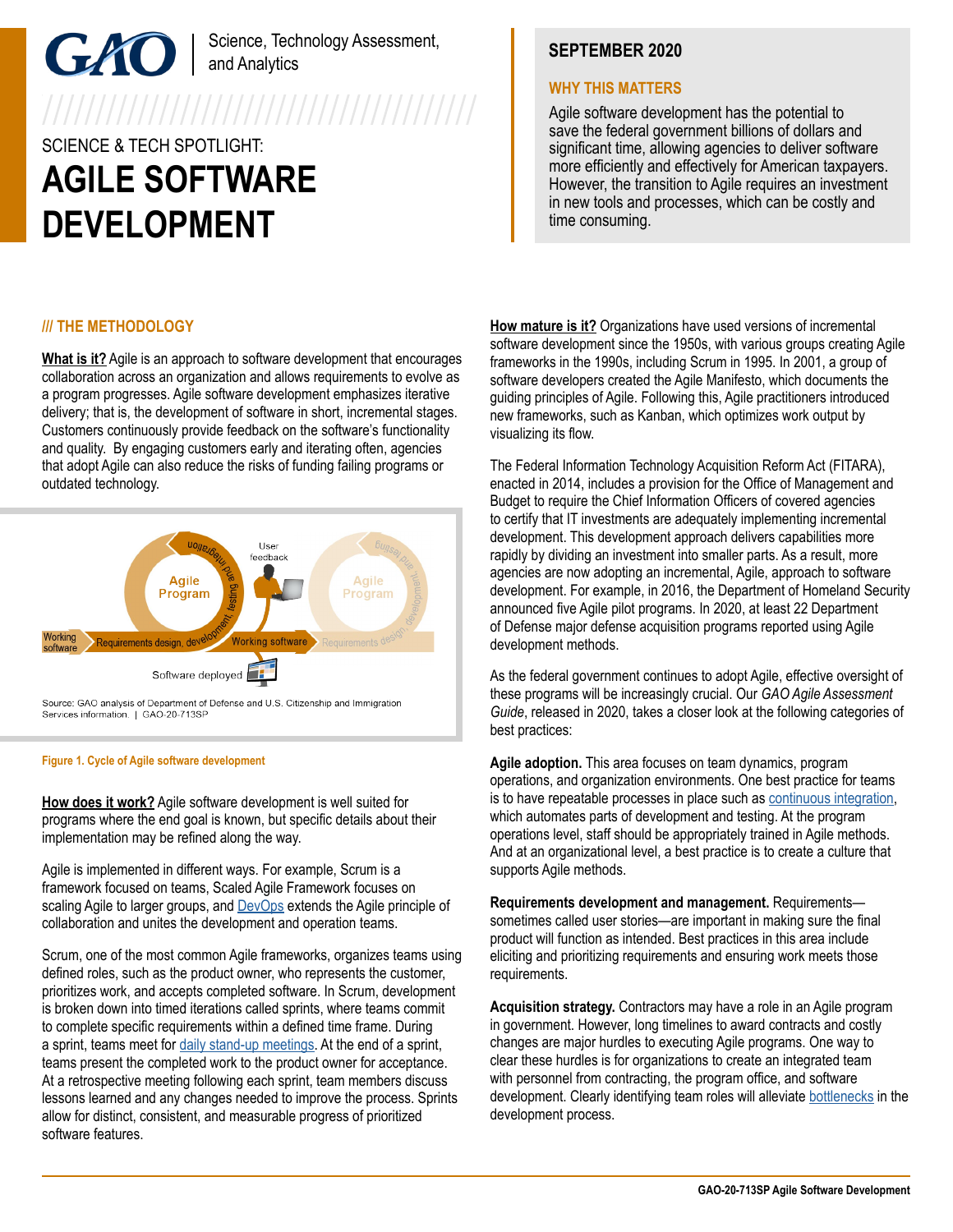GAO | Science, Technology Assessment, and Analytics

SCIENCE & TECH SPOTLIGHT:

# AGILE SOFTWARE DEVELOPMENT

**SEPTEMBER 2020**

## WHY THIS MATTERS

Agile software development has the potential to save the federal government billions of dollars and significant time, allowing agencies to deliver software more efficiently and effectively for American taxpayers. However, the transition to Agile requires an investment in new tools and processes, which can be costly and time consuming.

## /// THE METHODOLOGY

**What is it?** Agile is an approach to software development that encourages collaboration across an organization and allows requirements to evolve as a program progresses. Agile software development emphasizes iterative delivery; that is, the development of software in short, incremental stages. Customers continuously provide feedback on the software's functionality and quality. By engaging customers early and iterating often, agencies that adopt Agile can also reduce the risks of funding failing programs or outdated technology.

Working software — Requirements design, development, testing and integration — Agile Program — User feedback — Working software — Agile Program — Software deployed

Source: GAO analysis of Department of Defense and U.S. Citizenship and Immigration Services information. | GAO-20-713SP

Figure 1. Cycle of Agile software development

**How does it work?** Agile software development is well suited for programs where the end goal is known, but specific details about their implementation may be refined along the way.

Agile is implemented in different ways. For example, Scrum is a framework focused on teams, Scaled Agile Framework focuses on scaling Agile to larger groups, and DevOps extends the Agile principle of collaboration and unites the development and operation teams.

Scrum, one of the most common Agile frameworks, organizes teams using defined roles, such as the product owner, who represents the customer, prioritizes work, and accepts completed software. In Scrum, development is broken down into timed iterations called sprints, where teams commit to complete specific requirements within a defined time frame. During a sprint, teams meet for daily stand-up meetings. At the end of a sprint, teams present the completed work to the product owner for acceptance. At a retrospective meeting following each sprint, team members discuss lessons learned and any changes needed to improve the process. Sprints allow for distinct, consistent, and measurable progress of prioritized software features.

**How mature is it?** Organizations have used versions of incremental software development since the 1950s, with various groups creating Agile frameworks in the 1990s, including Scrum in 1995. In 2001, a group of software developers created the Agile Manifesto, which documents the guiding principles of Agile. Following this, Agile practitioners introduced new frameworks, such as Kanban, which optimizes work output by visualizing its flow.

The Federal Information Technology Acquisition Reform Act (FITARA), enacted in 2014, includes a provision for the Office of Management and Budget to require the Chief Information Officers of covered agencies to certify that IT investments are adequately implementing incremental development. This development approach delivers capabilities more rapidly by dividing an investment into smaller parts. As a result, more agencies are now adopting an incremental, Agile, approach to software development. For example, in 2016, the Department of Homeland Security announced five Agile pilot programs. In 2020, at least 22 Department of Defense major defense acquisition programs reported using Agile development methods.

As the federal government continues to adopt Agile, effective oversight of these programs will be increasingly crucial. Our *GAO Agile Assessment Guide*, released in 2020, takes a closer look at the following categories of best practices:

**Agile adoption.** This area focuses on team dynamics, program operations, and organization environments. One best practice for teams is to have repeatable processes in place such as continuous integration, which automates parts of development and testing. At the program operations level, staff should be appropriately trained in Agile methods. And at an organizational level, a best practice is to create a culture that supports Agile methods.

**Requirements development and management.** Requirements—sometimes called user stories—are important in making sure the final product will function as intended. Best practices in this area include eliciting and prioritizing requirements and ensuring work meets those requirements.

**Acquisition strategy.** Contractors may have a role in an Agile program in government. However, long timelines to award contracts and costly changes are major hurdles to executing Agile programs. One way to clear these hurdles is for organizations to create an integrated team with personnel from contracting, the program office, and software development. Clearly identifying team roles will alleviate bottlenecks in the development process.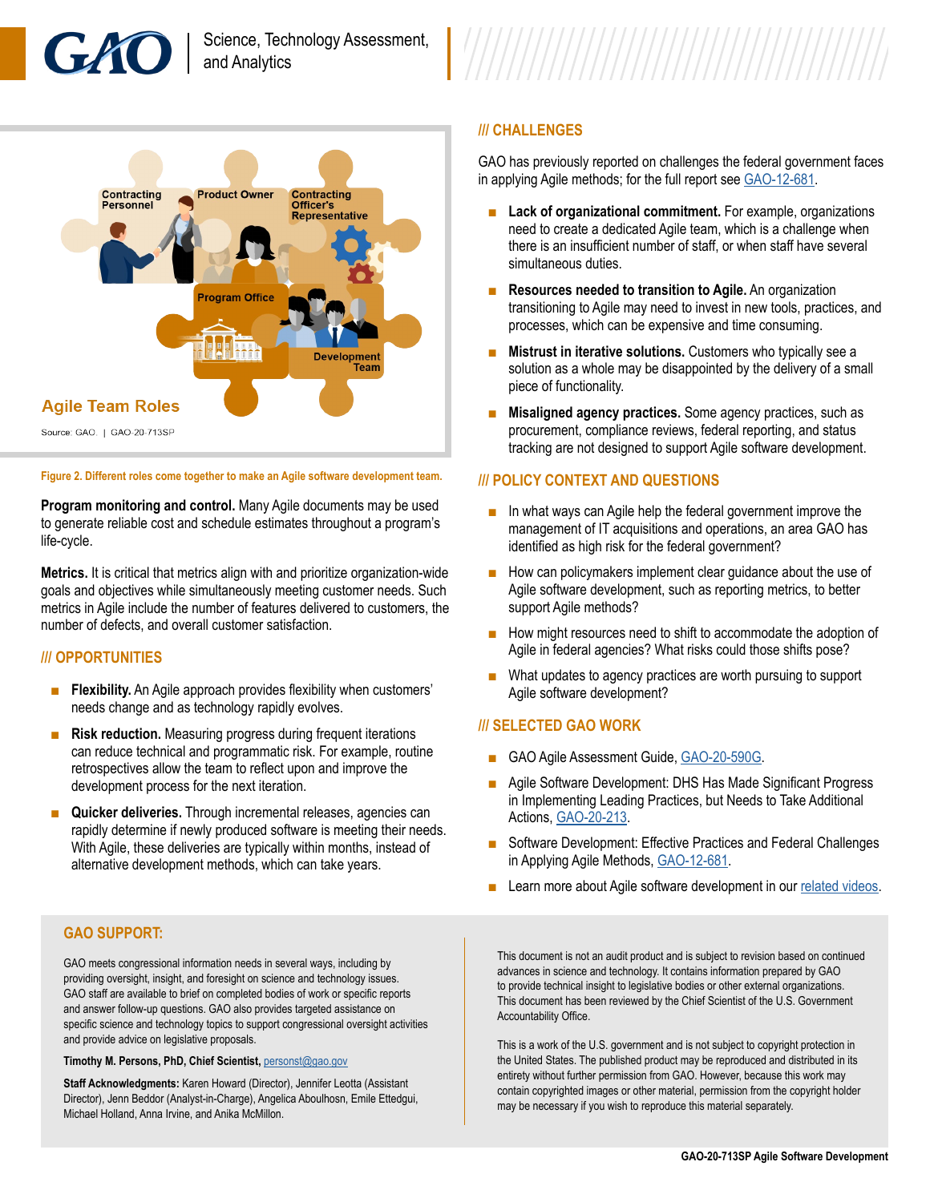Contracting Personnel

Product Owner

Contracting Officer's Representative

Program Office

Development Team

Agile Team Roles

Source: GAO. | GAO-20-713SP

Figure 2. Different roles come together to make an Agile software development team.

**Program monitoring and control.** Many Agile documents may be used to generate reliable cost and schedule estimates throughout a program's life-cycle.

**Metrics.** It is critical that metrics align with and prioritize organization-wide goals and objectives while simultaneously meeting customer needs. Such metrics in Agile include the number of features delivered to customers, the number of defects, and overall customer satisfaction.

## /// OPPORTUNITIES

- **Flexibility.** An Agile approach provides flexibility when customers' needs change and as technology rapidly evolves.
- **Risk reduction.** Measuring progress during frequent iterations can reduce technical and programmatic risk. For example, routine retrospectives allow the team to reflect upon and improve the development process for the next iteration.
- **Quicker deliveries.** Through incremental releases, agencies can rapidly determine if newly produced software is meeting their needs. With Agile, these deliveries are typically within months, instead of alternative development methods, which can take years.

## /// CHALLENGES

GAO has previously reported on challenges the federal government faces in applying Agile methods; for the full report see GAO-12-681.

- **Lack of organizational commitment.** For example, organizations need to create a dedicated Agile team, which is a challenge when there is an insufficient number of staff, or when staff have several simultaneous duties.
- **Resources needed to transition to Agile.** An organization transitioning to Agile may need to invest in new tools, practices, and processes, which can be expensive and time consuming.
- **Mistrust in iterative solutions.** Customers who typically see a solution as a whole may be disappointed by the delivery of a small piece of functionality.
- **Misaligned agency practices.** Some agency practices, such as procurement, compliance reviews, federal reporting, and status tracking are not designed to support Agile software development.

## /// POLICY CONTEXT AND QUESTIONS

- In what ways can Agile help the federal government improve the management of IT acquisitions and operations, an area GAO has identified as high risk for the federal government?
- How can policymakers implement clear guidance about the use of Agile software development, such as reporting metrics, to better support Agile methods?
- How might resources need to shift to accommodate the adoption of Agile in federal agencies? What risks could those shifts pose?
- What updates to agency practices are worth pursuing to support Agile software development?

## /// SELECTED GAO WORK

- GAO Agile Assessment Guide, GAO-20-590G.
- Agile Software Development: DHS Has Made Significant Progress in Implementing Leading Practices, but Needs to Take Additional Actions, GAO-20-213.
- Software Development: Effective Practices and Federal Challenges in Applying Agile Methods, GAO-12-681.
- Learn more about Agile software development in our related videos.

## GAO SUPPORT:

GAO meets congressional information needs in several ways, including by providing oversight, insight, and foresight on science and technology issues. GAO staff are available to brief on completed bodies of work or specific reports and answer follow-up questions. GAO also provides targeted assistance on specific science and technology topics to support congressional oversight activities and provide advice on legislative proposals.

**Timothy M. Persons, PhD, Chief Scientist,** personst@gao.gov

**Staff Acknowledgments:** Karen Howard (Director), Jennifer Leotta (Assistant Director), Jenn Beddor (Analyst-in-Charge), Angelica Aboulhosn, Emile Ettedgui, Michael Holland, Anna Irvine, and Anika McMillon.

This document is not an audit product and is subject to revision based on continued advances in science and technology. It contains information prepared by GAO to provide technical insight to legislative bodies or other external organizations. This document has been reviewed by the Chief Scientist of the U.S. Government Accountability Office.

This is a work of the U.S. government and is not subject to copyright protection in the United States. The published product may be reproduced and distributed in its entirety without further permission from GAO. However, because this work may contain copyrighted images or other material, permission from the copyright holder may be necessary if you wish to reproduce this material separately.